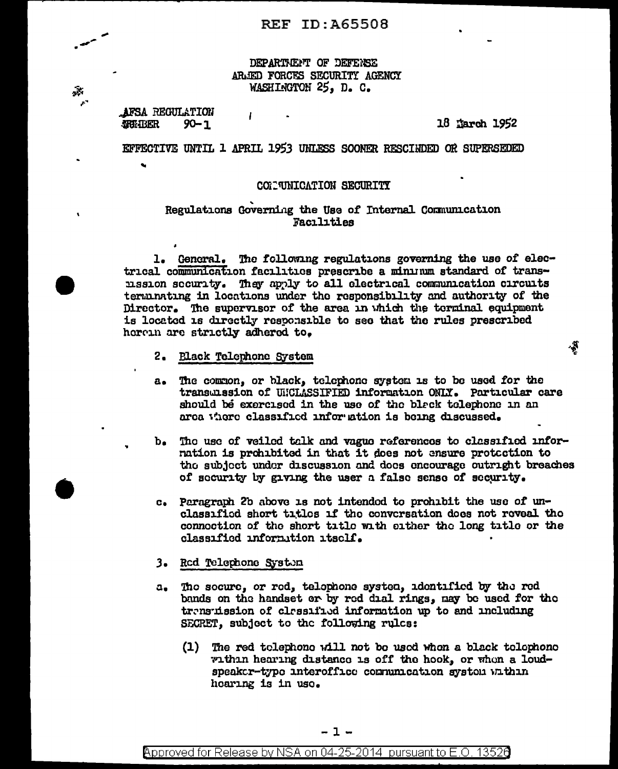REF ID:A65508

DEPARTMENT OF DEFENSE
ARMED FORCES SECURITY AGENCY
WASHINGTON 25, D. C.

AFSA REGULATION
NUMBER 90-1

18 March 1952

EFFECTIVE UNTIL 1 APRIL 1953 UNLESS SOONER RESCINDED OR SUPERSEDED

COMMUNICATION SECURITY

Regulations Governing the Use of Internal Communication Facilities

1. General. The following regulations governing the use of electrical communication facilities prescribe a minimum standard of transmission security. They apply to all electrical communication circuits terminating in locations under the responsibility and authority of the Director. The supervisor of the area in which the terminal equipment is located is directly responsible to see that the rules prescribed herein are strictly adhered to.

2. Black Telephone System

a. The common, or black, telephone system is to be used for the transmission of UNCLASSIFIED information ONLY. Particular care should be exercised in the use of the black telephone in an area where classified information is being discussed.

b. The use of veiled talk and vague references to classified information is prohibited in that it does not ensure protection to the subject under discussion and does encourage outright breaches of security by giving the user a false sense of security.

c. Paragraph 2b above is not intended to prohibit the use of unclassified short titles if the conversation does not reveal the connection of the short title with either the long title or the classified information itself.

3. Red Telephone System

a. The secure, or red, telephone system, identified by the red bands on the handset or by red dial rings, may be used for the transmission of classified information up to and including SECRET, subject to the following rules:

(1) The red telephone will not be used when a black telephone within hearing distance is off the hook, or when a loudspeaker-type interoffice communication system within hearing is in use.

Approved for Release by NSA on 04-25-2014 pursuant to E.O. 13526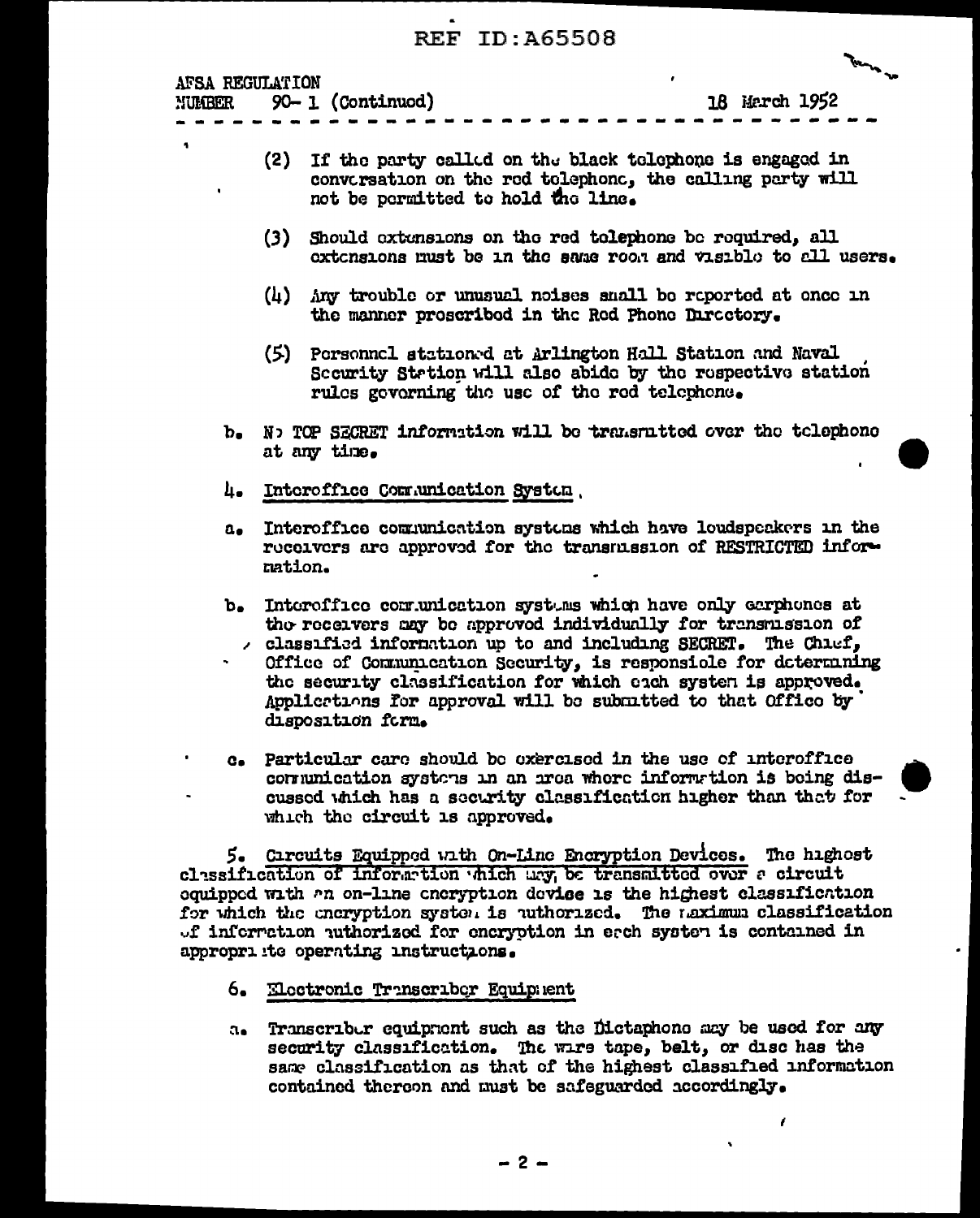(2) If the party called on the black telephone is engaged in conversation on the red telephone, the calling party will not be permitted to hold the line.

(3) Should extensions on the red telephone be required, all extensions must be in the same room and visible to all users.

(4) Any trouble or unusual noises shall be reported at once in the manner proscribed in the Red Phone Directory.

(5) Personnel stationed at Arlington Hall Station and Naval Security Station will also abide by the respective station rules governing the use of the red telephone.

b. No TOP SECRET information will be transmitted over the telephone at any time.

4. Interoffice Communication System.

a. Interoffice communication systems which have loudspeakers in the receivers are approved for the transmission of RESTRICTED information.

b. Interoffice communication systems which have only earphones at the receivers may be approved individually for transmission of classified information up to and including SECRET. The Chief, Office of Communication Security, is responsible for determining the security classification for which each system is approved. Applications for approval will be submitted to that Office by disposition form.

c. Particular care should be exercised in the use of interoffice communication systems in an area where information is being discussed which has a security classification higher than that for which the circuit is approved.

5. Circuits Equipped with On-Line Encryption Devices. The highest classification of information which may be transmitted over a circuit equipped with an on-line encryption device is the highest classification for which the encryption system is authorized. The maximum classification of information authorized for encryption in each system is contained in appropriate operating instructions.

6. Electronic Transcriber Equipment

a. Transcriber equipment such as the Dictaphone may be used for any security classification. The wire tape, belt, or disc has the same classification as that of the highest classified information contained thereon and must be safeguarded accordingly.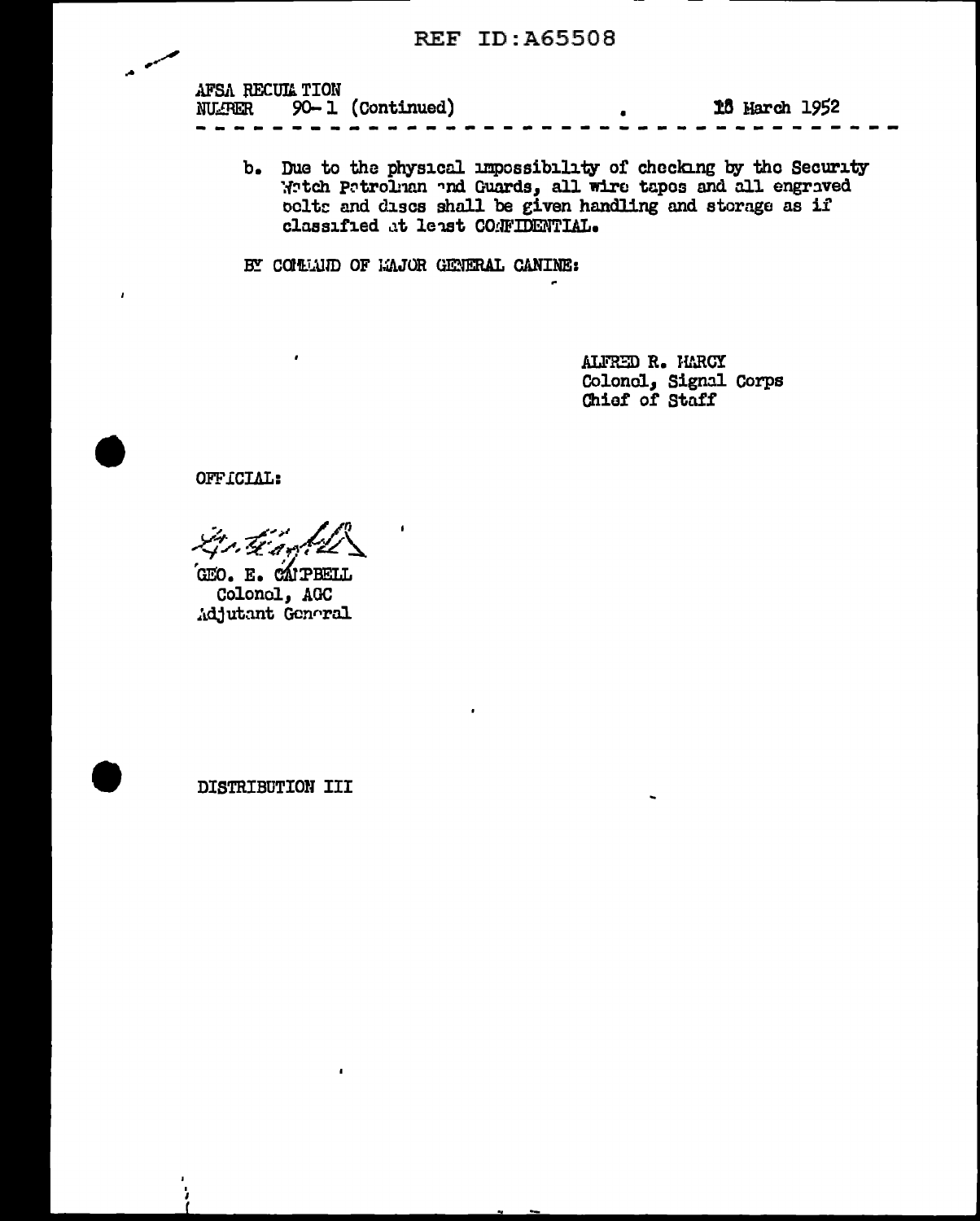AFSA REGULATION
NUMBER 90-1 (Continued) . 18 March 1952

b. Due to the physical impossibility of checking by the Security Watch Patrolman and Guards, all wire tapes and all engraved belts and discs shall be given handling and storage as if classified at least CONFIDENTIAL.

BY COMMAND OF MAJOR GENERAL CANINE:

ALFRED R. MARCY
Colonel, Signal Corps
Chief of Staff

OFFICIAL:

GEO. E. CAMPBELL
Colonel, AGC
Adjutant General

DISTRIBUTION III